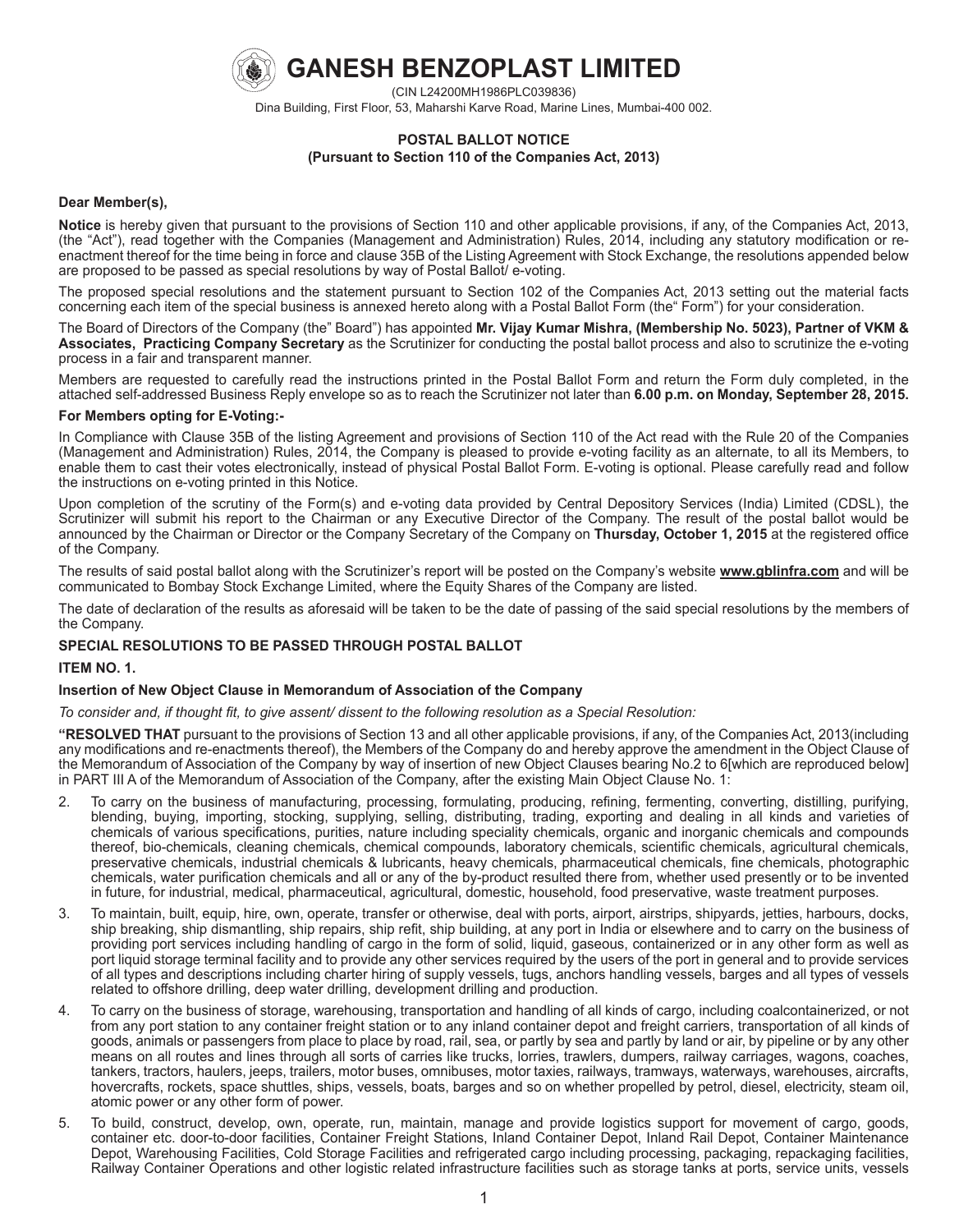# GANESH BENZOPLAST LIMITED

(CIN L24200MH1986PLC039836)

Dina Building, First Floor, 53, Maharshi Karve Road, Marine Lines, Mumbai-400 002.

## POSTAL BALLOT NOTICE
### (Pursuant to Section 110 of the Companies Act, 2013)

**Dear Member(s),**

**Notice** is hereby given that pursuant to the provisions of Section 110 and other applicable provisions, if any, of the Companies Act, 2013, (the "Act"), read together with the Companies (Management and Administration) Rules, 2014, including any statutory modification or re-enactment thereof for the time being in force and clause 35B of the Listing Agreement with Stock Exchange, the resolutions appended below are proposed to be passed as special resolutions by way of Postal Ballot/ e-voting.

The proposed special resolutions and the statement pursuant to Section 102 of the Companies Act, 2013 setting out the material facts concerning each item of the special business is annexed hereto along with a Postal Ballot Form (the" Form") for your consideration.

The Board of Directors of the Company (the" Board") has appointed **Mr. Vijay Kumar Mishra, (Membership No. 5023), Partner of VKM & Associates, Practicing Company Secretary** as the Scrutinizer for conducting the postal ballot process and also to scrutinize the e-voting process in a fair and transparent manner.

Members are requested to carefully read the instructions printed in the Postal Ballot Form and return the Form duly completed, in the attached self-addressed Business Reply envelope so as to reach the Scrutinizer not later than **6.00 p.m. on Monday, September 28, 2015.**

**For Members opting for E-Voting:-**

In Compliance with Clause 35B of the listing Agreement and provisions of Section 110 of the Act read with the Rule 20 of the Companies (Management and Administration) Rules, 2014, the Company is pleased to provide e-voting facility as an alternate, to all its Members, to enable them to cast their votes electronically, instead of physical Postal Ballot Form. E-voting is optional. Please carefully read and follow the instructions on e-voting printed in this Notice.

Upon completion of the scrutiny of the Form(s) and e-voting data provided by Central Depository Services (India) Limited (CDSL), the Scrutinizer will submit his report to the Chairman or any Executive Director of the Company. The result of the postal ballot would be announced by the Chairman or Director or the Company Secretary of the Company on **Thursday, October 1, 2015** at the registered office of the Company.

The results of said postal ballot along with the Scrutinizer's report will be posted on the Company's website **www.gblinfra.com** and will be communicated to Bombay Stock Exchange Limited, where the Equity Shares of the Company are listed.

The date of declaration of the results as aforesaid will be taken to be the date of passing of the said special resolutions by the members of the Company.

**SPECIAL RESOLUTIONS TO BE PASSED THROUGH POSTAL BALLOT**

**ITEM NO. 1.**

**Insertion of New Object Clause in Memorandum of Association of the Company**

*To consider and, if thought fit, to give assent/ dissent to the following resolution as a Special Resolution:*

**"RESOLVED THAT** pursuant to the provisions of Section 13 and all other applicable provisions, if any, of the Companies Act, 2013(including any modifications and re-enactments thereof), the Members of the Company do and hereby approve the amendment in the Object Clause of the Memorandum of Association of the Company by way of insertion of new Object Clauses bearing No.2 to 6[which are reproduced below] in PART III A of the Memorandum of Association of the Company, after the existing Main Object Clause No. 1:

2. To carry on the business of manufacturing, processing, formulating, producing, refining, fermenting, converting, distilling, purifying, blending, buying, importing, stocking, supplying, selling, distributing, trading, exporting and dealing in all kinds and varieties of chemicals of various specifications, purities, nature including speciality chemicals, organic and inorganic chemicals and compounds thereof, bio-chemicals, cleaning chemicals, chemical compounds, laboratory chemicals, scientific chemicals, agricultural chemicals, preservative chemicals, industrial chemicals & lubricants, heavy chemicals, pharmaceutical chemicals, fine chemicals, photographic chemicals, water purification chemicals and all or any of the by-product resulted there from, whether used presently or to be invented in future, for industrial, medical, pharmaceutical, agricultural, domestic, household, food preservative, waste treatment purposes.

3. To maintain, built, equip, hire, own, operate, transfer or otherwise, deal with ports, airport, airstrips, shipyards, jetties, harbours, docks, ship breaking, ship dismantling, ship repairs, ship refit, ship building, at any port in India or elsewhere and to carry on the business of providing port services including handling of cargo in the form of solid, liquid, gaseous, containerized or in any other form as well as port liquid storage terminal facility and to provide any other services required by the users of the port in general and to provide services of all types and descriptions including charter hiring of supply vessels, tugs, anchors handling vessels, barges and all types of vessels related to offshore drilling, deep water drilling, development drilling and production.

4. To carry on the business of storage, warehousing, transportation and handling of all kinds of cargo, including coalcontainerized, or not from any port station to any container freight station or to any inland container depot and freight carriers, transportation of all kinds of goods, animals or passengers from place to place by road, rail, sea, or partly by sea and partly by land or air, by pipeline or by any other means on all routes and lines through all sorts of carries like trucks, lorries, trawlers, dumpers, railway carriages, wagons, coaches, tankers, tractors, haulers, jeeps, trailers, motor buses, omnibuses, motor taxies, railways, tramways, waterways, warehouses, aircrafts, hovercrafts, rockets, space shuttles, ships, vessels, boats, barges and so on whether propelled by petrol, diesel, electricity, steam oil, atomic power or any other form of power.

5. To build, construct, develop, own, operate, run, maintain, manage and provide logistics support for movement of cargo, goods, container etc. door-to-door facilities, Container Freight Stations, Inland Container Depot, Inland Rail Depot, Container Maintenance Depot, Warehousing Facilities, Cold Storage Facilities and refrigerated cargo including processing, packaging, repackaging facilities, Railway Container Operations and other logistic related infrastructure facilities such as storage tanks at ports, service units, vessels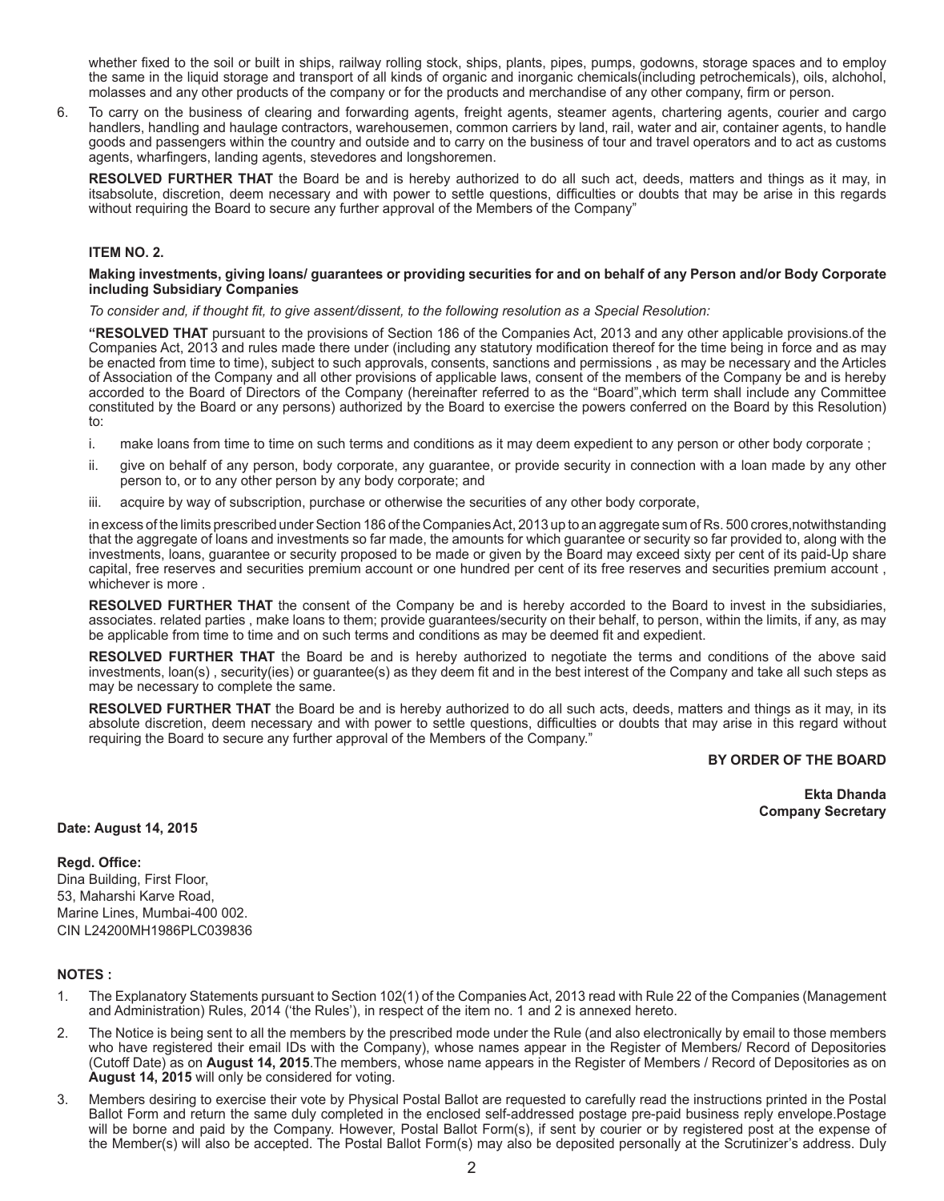whether fixed to the soil or built in ships, railway rolling stock, ships, plants, pipes, pumps, godowns, storage spaces and to employ the same in the liquid storage and transport of all kinds of organic and inorganic chemicals(including petrochemicals), oils, alchohol, molasses and any other products of the company or for the products and merchandise of any other company, firm or person.

6. To carry on the business of clearing and forwarding agents, freight agents, steamer agents, chartering agents, courier and cargo handlers, handling and haulage contractors, warehousemen, common carriers by land, rail, water and air, container agents, to handle goods and passengers within the country and outside and to carry on the business of tour and travel operators and to act as customs agents, wharfingers, landing agents, stevedores and longshoremen.

**RESOLVED FURTHER THAT** the Board be and is hereby authorized to do all such act, deeds, matters and things as it may, in itsabsolute, discretion, deem necessary and with power to settle questions, difficulties or doubts that may be arise in this regards without requiring the Board to secure any further approval of the Members of the Company"

**ITEM NO. 2.**

**Making investments, giving loans/ guarantees or providing securities for and on behalf of any Person and/or Body Corporate including Subsidiary Companies**

*To consider and, if thought fit, to give assent/dissent, to the following resolution as a Special Resolution:*

**"RESOLVED THAT** pursuant to the provisions of Section 186 of the Companies Act, 2013 and any other applicable provisions.of the Companies Act, 2013 and rules made there under (including any statutory modification thereof for the time being in force and as may be enacted from time to time), subject to such approvals, consents, sanctions and permissions , as may be necessary and the Articles of Association of the Company and all other provisions of applicable laws, consent of the members of the Company be and is hereby accorded to the Board of Directors of the Company (hereinafter referred to as the "Board",which term shall include any Committee constituted by the Board or any persons) authorized by the Board to exercise the powers conferred on the Board by this Resolution) to:

i. make loans from time to time on such terms and conditions as it may deem expedient to any person or other body corporate ;

ii. give on behalf of any person, body corporate, any guarantee, or provide security in connection with a loan made by any other person to, or to any other person by any body corporate; and

iii. acquire by way of subscription, purchase or otherwise the securities of any other body corporate,

in excess of the limits prescribed under Section 186 of the Companies Act, 2013 up to an aggregate sum of Rs. 500 crores,notwithstanding that the aggregate of loans and investments so far made, the amounts for which guarantee or security so far provided to, along with the investments, loans, guarantee or security proposed to be made or given by the Board may exceed sixty per cent of its paid-Up share capital, free reserves and securities premium account or one hundred per cent of its free reserves and securities premium account , whichever is more .

**RESOLVED FURTHER THAT** the consent of the Company be and is hereby accorded to the Board to invest in the subsidiaries, associates. related parties , make loans to them; provide guarantees/security on their behalf, to person, within the limits, if any, as may be applicable from time to time and on such terms and conditions as may be deemed fit and expedient.

**RESOLVED FURTHER THAT** the Board be and is hereby authorized to negotiate the terms and conditions of the above said investments, loan(s) , security(ies) or guarantee(s) as they deem fit and in the best interest of the Company and take all such steps as may be necessary to complete the same.

**RESOLVED FURTHER THAT** the Board be and is hereby authorized to do all such acts, deeds, matters and things as it may, in its absolute discretion, deem necessary and with power to settle questions, difficulties or doubts that may arise in this regard without requiring the Board to secure any further approval of the Members of the Company."

**BY ORDER OF THE BOARD**

**Ekta Dhanda**
**Company Secretary**

**Date: August 14, 2015**

**Regd. Office:**
Dina Building, First Floor,
53, Maharshi Karve Road,
Marine Lines, Mumbai-400 002.
CIN L24200MH1986PLC039836

**NOTES :**

1. The Explanatory Statements pursuant to Section 102(1) of the Companies Act, 2013 read with Rule 22 of the Companies (Management and Administration) Rules, 2014 ('the Rules'), in respect of the item no. 1 and 2 is annexed hereto.

2. The Notice is being sent to all the members by the prescribed mode under the Rule (and also electronically by email to those members who have registered their email IDs with the Company), whose names appear in the Register of Members/ Record of Depositories (Cutoff Date) as on **August 14, 2015**.The members, whose name appears in the Register of Members / Record of Depositories as on **August 14, 2015** will only be considered for voting.

3. Members desiring to exercise their vote by Physical Postal Ballot are requested to carefully read the instructions printed in the Postal Ballot Form and return the same duly completed in the enclosed self-addressed postage pre-paid business reply envelope.Postage will be borne and paid by the Company. However, Postal Ballot Form(s), if sent by courier or by registered post at the expense of the Member(s) will also be accepted. The Postal Ballot Form(s) may also be deposited personally at the Scrutinizer's address. Duly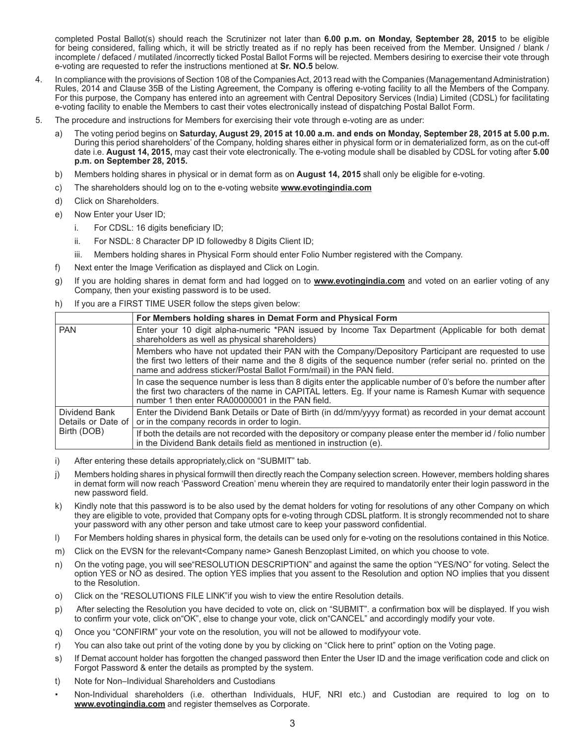completed Postal Ballot(s) should reach the Scrutinizer not later than **6.00 p.m. on Monday, September 28, 2015** to be eligible for being considered, falling which, it will be strictly treated as if no reply has been received from the Member. Unsigned / blank / incomplete / defaced / mutilated /incorrectly ticked Postal Ballot Forms will be rejected. Members desiring to exercise their vote through e-voting are requested to refer the instructions mentioned at **Sr. NO.5** below.

4. In compliance with the provisions of Section 108 of the Companies Act, 2013 read with the Companies (Managementand Administration) Rules, 2014 and Clause 35B of the Listing Agreement, the Company is offering e-voting facility to all the Members of the Company. For this purpose, the Company has entered into an agreement with Central Depository Services (India) Limited (CDSL) for facilitating e-voting facility to enable the Members to cast their votes electronically instead of dispatching Postal Ballot Form.

5. The procedure and instructions for Members for exercising their vote through e-voting are as under:

   a) The voting period begins on **Saturday, August 29, 2015 at 10.00 a.m. and ends on Monday, September 28, 2015 at 5.00 p.m.** During this period shareholders' of the Company, holding shares either in physical form or in dematerialized form, as on the cut-off date i.e. **August 14, 2015,** may cast their vote electronically. The e-voting module shall be disabled by CDSL for voting after **5.00 p.m. on September 28, 2015.**

   b) Members holding shares in physical or in demat form as on **August 14, 2015** shall only be eligible for e-voting.

   c) The shareholders should log on to the e-voting website **www.evotingindia.com**

   d) Click on Shareholders.

   e) Now Enter your User ID;

      i. For CDSL: 16 digits beneficiary ID;

      ii. For NSDL: 8 Character DP ID followedby 8 Digits Client ID;

      iii. Members holding shares in Physical Form should enter Folio Number registered with the Company.

   f) Next enter the Image Verification as displayed and Click on Login.

   g) If you are holding shares in demat form and had logged on to **www.evotingindia.com** and voted on an earlier voting of any Company, then your existing password is to be used.

   h) If you are a FIRST TIME USER follow the steps given below:

| | For Members holding shares in Demat Form and Physical Form |
|---|---|
| PAN | Enter your 10 digit alpha-numeric *PAN issued by Income Tax Department (Applicable for both demat shareholders as well as physical shareholders) |
| | Members who have not updated their PAN with the Company/Depository Participant are requested to use the first two letters of their name and the 8 digits of the sequence number (refer serial no. printed on the name and address sticker/Postal Ballot Form/mail) in the PAN field. |
| | In case the sequence number is less than 8 digits enter the applicable number of 0's before the number after the first two characters of the name in CAPITAL letters. Eg. If your name is Ramesh Kumar with sequence number 1 then enter RA00000001 in the PAN field. |
| Dividend Bank Details or Date of Birth (DOB) | Enter the Dividend Bank Details or Date of Birth (in dd/mm/yyyy format) as recorded in your demat account or in the company records in order to login. |
| | If both the details are not recorded with the depository or company please enter the member id / folio number in the Dividend Bank details field as mentioned in instruction (e). |

   i) After entering these details appropriately,click on "SUBMIT" tab.

   j) Members holding shares in physical formwill then directly reach the Company selection screen. However, members holding shares in demat form will now reach 'Password Creation' menu wherein they are required to mandatorily enter their login password in the new password field.

   k) Kindly note that this password is to be also used by the demat holders for voting for resolutions of any other Company on which they are eligible to vote, provided that Company opts for e-voting through CDSL platform. It is strongly recommended not to share your password with any other person and take utmost care to keep your password confidential.

   l) For Members holding shares in physical form, the details can be used only for e-voting on the resolutions contained in this Notice.

   m) Click on the EVSN for the relevant<Company name> Ganesh Benzoplast Limited, on which you choose to vote.

   n) On the voting page, you will see"RESOLUTION DESCRIPTION" and against the same the option "YES/NO" for voting. Select the option YES or NO as desired. The option YES implies that you assent to the Resolution and option NO implies that you dissent to the Resolution.

   o) Click on the "RESOLUTIONS FILE LINK"if you wish to view the entire Resolution details.

   p) After selecting the Resolution you have decided to vote on, click on "SUBMIT". a confirmation box will be displayed. If you wish to confirm your vote, click on"OK", else to change your vote, click on"CANCEL" and accordingly modify your vote.

   q) Once you "CONFIRM" your vote on the resolution, you will not be allowed to modifyyour vote.

   r) You can also take out print of the voting done by you by clicking on "Click here to print" option on the Voting page.

   s) If Demat account holder has forgotten the changed password then Enter the User ID and the image verification code and click on Forgot Password & enter the details as prompted by the system.

   t) Note for Non–Individual Shareholders and Custodians

   • Non-Individual shareholders (i.e. otherthan Individuals, HUF, NRI etc.) and Custodian are required to log on to **www.evotingindia.com** and register themselves as Corporate.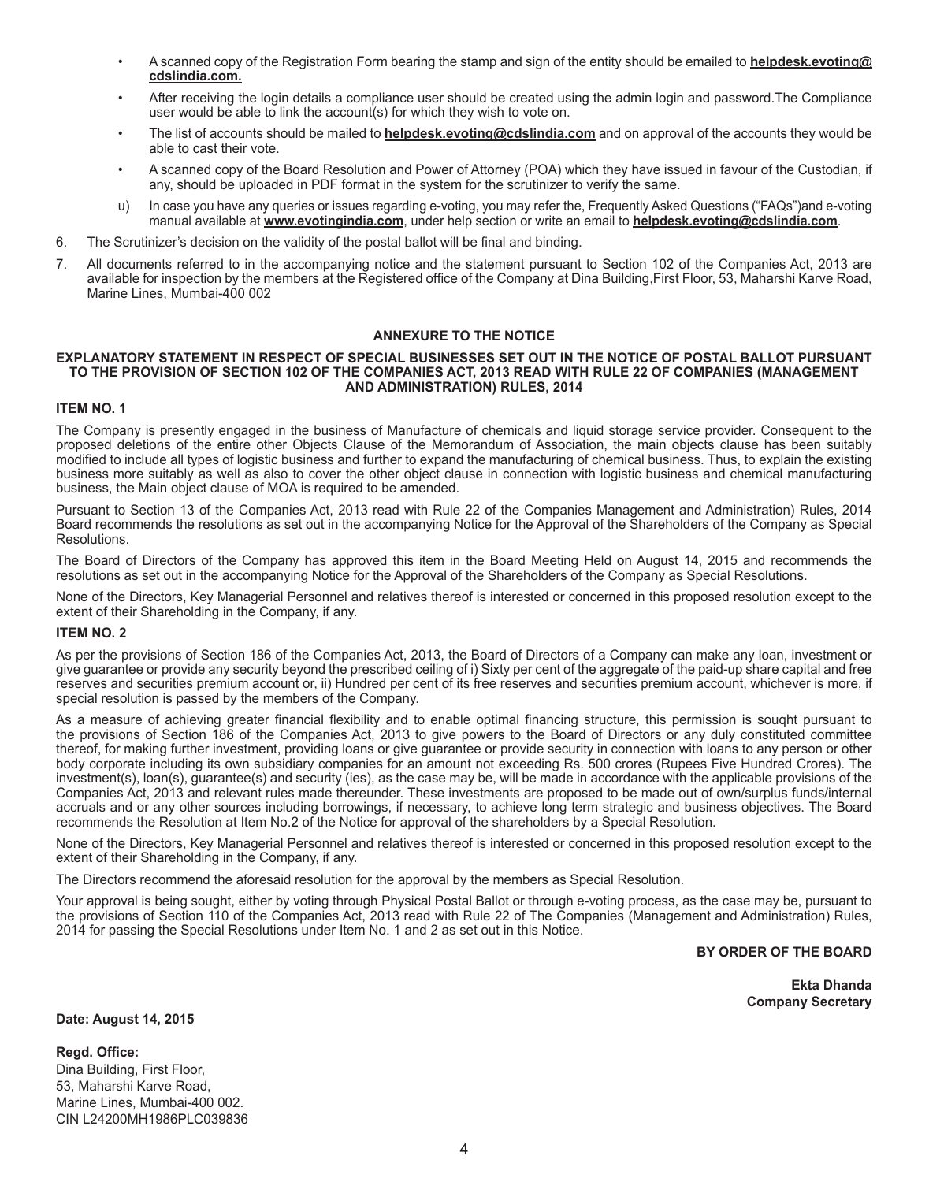- A scanned copy of the Registration Form bearing the stamp and sign of the entity should be emailed to **helpdesk.evoting@cdslindia.com.**
- After receiving the login details a compliance user should be created using the admin login and password.The Compliance user would be able to link the account(s) for which they wish to vote on.
- The list of accounts should be mailed to **helpdesk.evoting@cdslindia.com** and on approval of the accounts they would be able to cast their vote.
- A scanned copy of the Board Resolution and Power of Attorney (POA) which they have issued in favour of the Custodian, if any, should be uploaded in PDF format in the system for the scrutinizer to verify the same.

u) In case you have any queries or issues regarding e-voting, you may refer the, Frequently Asked Questions ("FAQs")and e-voting manual available at **www.evotingindia.com**, under help section or write an email to **helpdesk.evoting@cdslindia.com**.

6. The Scrutinizer's decision on the validity of the postal ballot will be final and binding.
7. All documents referred to in the accompanying notice and the statement pursuant to Section 102 of the Companies Act, 2013 are available for inspection by the members at the Registered office of the Company at Dina Building,First Floor, 53, Maharshi Karve Road, Marine Lines, Mumbai-400 002

## ANNEXURE TO THE NOTICE

### EXPLANATORY STATEMENT IN RESPECT OF SPECIAL BUSINESSES SET OUT IN THE NOTICE OF POSTAL BALLOT PURSUANT TO THE PROVISION OF SECTION 102 OF THE COMPANIES ACT, 2013 READ WITH RULE 22 OF COMPANIES (MANAGEMENT AND ADMINISTRATION) RULES, 2014

**ITEM NO. 1**

The Company is presently engaged in the business of Manufacture of chemicals and liquid storage service provider. Consequent to the proposed deletions of the entire other Objects Clause of the Memorandum of Association, the main objects clause has been suitably modified to include all types of logistic business and further to expand the manufacturing of chemical business. Thus, to explain the existing business more suitably as well as also to cover the other object clause in connection with logistic business and chemical manufacturing business, the Main object clause of MOA is required to be amended.

Pursuant to Section 13 of the Companies Act, 2013 read with Rule 22 of the Companies Management and Administration) Rules, 2014 Board recommends the resolutions as set out in the accompanying Notice for the Approval of the Shareholders of the Company as Special Resolutions.

The Board of Directors of the Company has approved this item in the Board Meeting Held on August 14, 2015 and recommends the resolutions as set out in the accompanying Notice for the Approval of the Shareholders of the Company as Special Resolutions.

None of the Directors, Key Managerial Personnel and relatives thereof is interested or concerned in this proposed resolution except to the extent of their Shareholding in the Company, if any.

**ITEM NO. 2**

As per the provisions of Section 186 of the Companies Act, 2013, the Board of Directors of a Company can make any loan, investment or give guarantee or provide any security beyond the prescribed ceiling of i) Sixty per cent of the aggregate of the paid-up share capital and free reserves and securities premium account or, ii) Hundred per cent of its free reserves and securities premium account, whichever is more, if special resolution is passed by the members of the Company.

As a measure of achieving greater financial flexibility and to enable optimal financing structure, this permission is sought pursuant to the provisions of Section 186 of the Companies Act, 2013 to give powers to the Board of Directors or any duly constituted committee thereof, for making further investment, providing loans or give guarantee or provide security in connection with loans to any person or other body corporate including its own subsidiary companies for an amount not exceeding Rs. 500 crores (Rupees Five Hundred Crores). The investment(s), loan(s), guarantee(s) and security (ies), as the case may be, will be made in accordance with the applicable provisions of the Companies Act, 2013 and relevant rules made thereunder. These investments are proposed to be made out of own/surplus funds/internal accruals and or any other sources including borrowings, if necessary, to achieve long term strategic and business objectives. The Board recommends the Resolution at Item No.2 of the Notice for approval of the shareholders by a Special Resolution.

None of the Directors, Key Managerial Personnel and relatives thereof is interested or concerned in this proposed resolution except to the extent of their Shareholding in the Company, if any.

The Directors recommend the aforesaid resolution for the approval by the members as Special Resolution.

Your approval is being sought, either by voting through Physical Postal Ballot or through e-voting process, as the case may be, pursuant to the provisions of Section 110 of the Companies Act, 2013 read with Rule 22 of The Companies (Management and Administration) Rules, 2014 for passing the Special Resolutions under Item No. 1 and 2 as set out in this Notice.

**BY ORDER OF THE BOARD**

**Ekta Dhanda**
**Company Secretary**

**Date: August 14, 2015**

**Regd. Office:**
Dina Building, First Floor,
53, Maharshi Karve Road,
Marine Lines, Mumbai-400 002.
CIN L24200MH1986PLC039836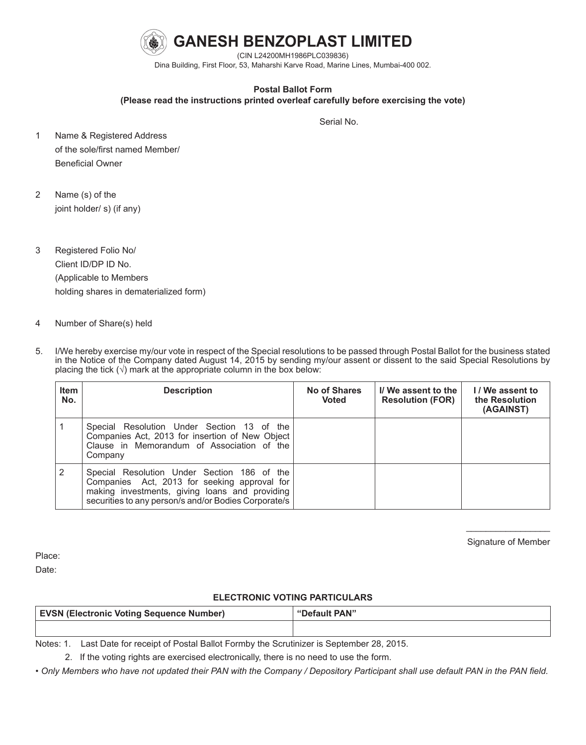# GANESH BENZOPLAST LIMITED

(CIN L24200MH1986PLC039836)

Dina Building, First Floor, 53, Maharshi Karve Road, Marine Lines, Mumbai-400 002.

**Postal Ballot Form**

**(Please read the instructions printed overleaf carefully before exercising the vote)**

Serial No.

1. Name & Registered Address of the sole/first named Member/ Beneficial Owner

2. Name (s) of the joint holder/ s) (if any)

3. Registered Folio No/ Client ID/DP ID No. (Applicable to Members holding shares in dematerialized form)

4. Number of Share(s) held

5. I/We hereby exercise my/our vote in respect of the Special resolutions to be passed through Postal Ballot for the business stated in the Notice of the Company dated August 14, 2015 by sending my/our assent or dissent to the said Special Resolutions by placing the tick (√) mark at the appropriate column in the box below:

| Item No. | Description | No of Shares Voted | I/ We assent to the Resolution (FOR) | I / We assent to the Resolution (AGAINST) |
|---|---|---|---|---|
| 1 | Special Resolution Under Section 13 of the Companies Act, 2013 for insertion of New Object Clause in Memorandum of Association of the Company | | | |
| 2 | Special Resolution Under Section 186 of the Companies Act, 2013 for seeking approval for making investments, giving loans and providing securities to any person/s and/or Bodies Corporate/s | | | |

\_\_\_\_\_\_\_\_\_\_\_\_\_\_\_\_\_

Signature of Member

Place:

Date:

**ELECTRONIC VOTING PARTICULARS**

| EVSN (Electronic Voting Sequence Number) | "Default PAN" |
|---|---|
| | |

Notes: 1. Last Date for receipt of Postal Ballot Formby the Scrutinizer is September 28, 2015.

2. If the voting rights are exercised electronically, there is no need to use the form.

• *Only Members who have not updated their PAN with the Company / Depository Participant shall use default PAN in the PAN field.*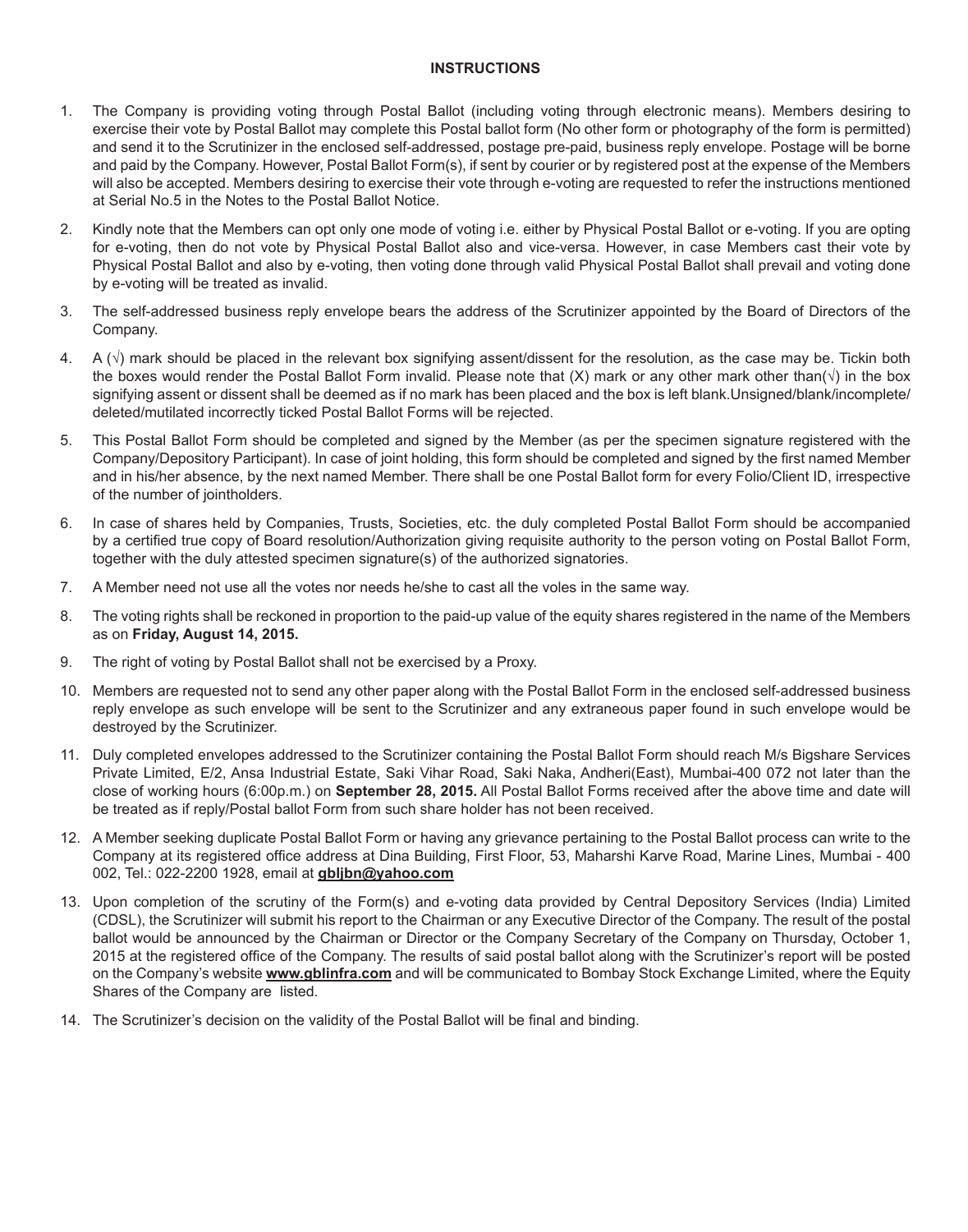## INSTRUCTIONS

1. The Company is providing voting through Postal Ballot (including voting through electronic means). Members desiring to exercise their vote by Postal Ballot may complete this Postal ballot form (No other form or photography of the form is permitted) and send it to the Scrutinizer in the enclosed self-addressed, postage pre-paid, business reply envelope. Postage will be borne and paid by the Company. However, Postal Ballot Form(s), if sent by courier or by registered post at the expense of the Members will also be accepted. Members desiring to exercise their vote through e-voting are requested to refer the instructions mentioned at Serial No.5 in the Notes to the Postal Ballot Notice.
2. Kindly note that the Members can opt only one mode of voting i.e. either by Physical Postal Ballot or e-voting. If you are opting for e-voting, then do not vote by Physical Postal Ballot also and vice-versa. However, in case Members cast their vote by Physical Postal Ballot and also by e-voting, then voting done through valid Physical Postal Ballot shall prevail and voting done by e-voting will be treated as invalid.
3. The self-addressed business reply envelope bears the address of the Scrutinizer appointed by the Board of Directors of the Company.
4. A (√) mark should be placed in the relevant box signifying assent/dissent for the resolution, as the case may be. Tickin both the boxes would render the Postal Ballot Form invalid. Please note that (X) mark or any other mark other than(√) in the box signifying assent or dissent shall be deemed as if no mark has been placed and the box is left blank.Unsigned/blank/incomplete/deleted/mutilated incorrectly ticked Postal Ballot Forms will be rejected.
5. This Postal Ballot Form should be completed and signed by the Member (as per the specimen signature registered with the Company/Depository Participant). In case of joint holding, this form should be completed and signed by the first named Member and in his/her absence, by the next named Member. There shall be one Postal Ballot form for every Folio/Client ID, irrespective of the number of jointholders.
6. In case of shares held by Companies, Trusts, Societies, etc. the duly completed Postal Ballot Form should be accompanied by a certified true copy of Board resolution/Authorization giving requisite authority to the person voting on Postal Ballot Form, together with the duly attested specimen signature(s) of the authorized signatories.
7. A Member need not use all the votes nor needs he/she to cast all the voles in the same way.
8. The voting rights shall be reckoned in proportion to the paid-up value of the equity shares registered in the name of the Members as on **Friday, August 14, 2015.**
9. The right of voting by Postal Ballot shall not be exercised by a Proxy.
10. Members are requested not to send any other paper along with the Postal Ballot Form in the enclosed self-addressed business reply envelope as such envelope will be sent to the Scrutinizer and any extraneous paper found in such envelope would be destroyed by the Scrutinizer.
11. Duly completed envelopes addressed to the Scrutinizer containing the Postal Ballot Form should reach M/s Bigshare Services Private Limited, E/2, Ansa Industrial Estate, Saki Vihar Road, Saki Naka, Andheri(East), Mumbai-400 072 not later than the close of working hours (6:00p.m.) on **September 28, 2015.** All Postal Ballot Forms received after the above time and date will be treated as if reply/Postal ballot Form from such share holder has not been received.
12. A Member seeking duplicate Postal Ballot Form or having any grievance pertaining to the Postal Ballot process can write to the Company at its registered office address at Dina Building, First Floor, 53, Maharshi Karve Road, Marine Lines, Mumbai - 400 002, Tel.: 022-2200 1928, email at **gbljbn@yahoo.com**
13. Upon completion of the scrutiny of the Form(s) and e-voting data provided by Central Depository Services (India) Limited (CDSL), the Scrutinizer will submit his report to the Chairman or any Executive Director of the Company. The result of the postal ballot would be announced by the Chairman or Director or the Company Secretary of the Company on Thursday, October 1, 2015 at the registered office of the Company. The results of said postal ballot along with the Scrutinizer's report will be posted on the Company's website **www.gblinfra.com** and will be communicated to Bombay Stock Exchange Limited, where the Equity Shares of the Company are listed.
14. The Scrutinizer's decision on the validity of the Postal Ballot will be final and binding.